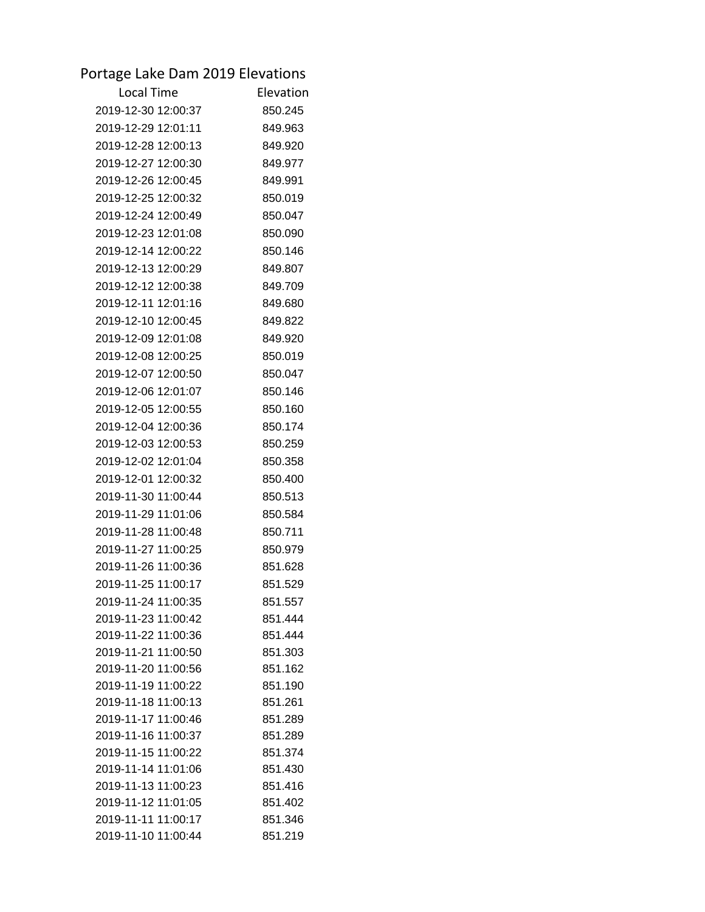# Portage Lake Dam 2019 Elevations

| Local Time | Elevation |
|---|---|
| 2019-12-30 12:00:37 | 850.245 |
| 2019-12-29 12:01:11 | 849.963 |
| 2019-12-28 12:00:13 | 849.920 |
| 2019-12-27 12:00:30 | 849.977 |
| 2019-12-26 12:00:45 | 849.991 |
| 2019-12-25 12:00:32 | 850.019 |
| 2019-12-24 12:00:49 | 850.047 |
| 2019-12-23 12:01:08 | 850.090 |
| 2019-12-14 12:00:22 | 850.146 |
| 2019-12-13 12:00:29 | 849.807 |
| 2019-12-12 12:00:38 | 849.709 |
| 2019-12-11 12:01:16 | 849.680 |
| 2019-12-10 12:00:45 | 849.822 |
| 2019-12-09 12:01:08 | 849.920 |
| 2019-12-08 12:00:25 | 850.019 |
| 2019-12-07 12:00:50 | 850.047 |
| 2019-12-06 12:01:07 | 850.146 |
| 2019-12-05 12:00:55 | 850.160 |
| 2019-12-04 12:00:36 | 850.174 |
| 2019-12-03 12:00:53 | 850.259 |
| 2019-12-02 12:01:04 | 850.358 |
| 2019-12-01 12:00:32 | 850.400 |
| 2019-11-30 11:00:44 | 850.513 |
| 2019-11-29 11:01:06 | 850.584 |
| 2019-11-28 11:00:48 | 850.711 |
| 2019-11-27 11:00:25 | 850.979 |
| 2019-11-26 11:00:36 | 851.628 |
| 2019-11-25 11:00:17 | 851.529 |
| 2019-11-24 11:00:35 | 851.557 |
| 2019-11-23 11:00:42 | 851.444 |
| 2019-11-22 11:00:36 | 851.444 |
| 2019-11-21 11:00:50 | 851.303 |
| 2019-11-20 11:00:56 | 851.162 |
| 2019-11-19 11:00:22 | 851.190 |
| 2019-11-18 11:00:13 | 851.261 |
| 2019-11-17 11:00:46 | 851.289 |
| 2019-11-16 11:00:37 | 851.289 |
| 2019-11-15 11:00:22 | 851.374 |
| 2019-11-14 11:01:06 | 851.430 |
| 2019-11-13 11:00:23 | 851.416 |
| 2019-11-12 11:01:05 | 851.402 |
| 2019-11-11 11:00:17 | 851.346 |
| 2019-11-10 11:00:44 | 851.219 |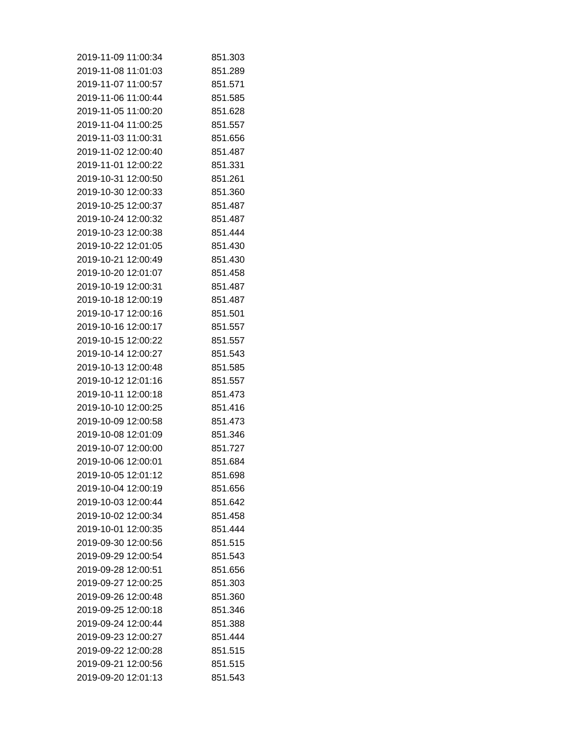| | |
|---|---|
| 2019-11-09 11:00:34 | 851.303 |
| 2019-11-08 11:01:03 | 851.289 |
| 2019-11-07 11:00:57 | 851.571 |
| 2019-11-06 11:00:44 | 851.585 |
| 2019-11-05 11:00:20 | 851.628 |
| 2019-11-04 11:00:25 | 851.557 |
| 2019-11-03 11:00:31 | 851.656 |
| 2019-11-02 12:00:40 | 851.487 |
| 2019-11-01 12:00:22 | 851.331 |
| 2019-10-31 12:00:50 | 851.261 |
| 2019-10-30 12:00:33 | 851.360 |
| 2019-10-25 12:00:37 | 851.487 |
| 2019-10-24 12:00:32 | 851.487 |
| 2019-10-23 12:00:38 | 851.444 |
| 2019-10-22 12:01:05 | 851.430 |
| 2019-10-21 12:00:49 | 851.430 |
| 2019-10-20 12:01:07 | 851.458 |
| 2019-10-19 12:00:31 | 851.487 |
| 2019-10-18 12:00:19 | 851.487 |
| 2019-10-17 12:00:16 | 851.501 |
| 2019-10-16 12:00:17 | 851.557 |
| 2019-10-15 12:00:22 | 851.557 |
| 2019-10-14 12:00:27 | 851.543 |
| 2019-10-13 12:00:48 | 851.585 |
| 2019-10-12 12:01:16 | 851.557 |
| 2019-10-11 12:00:18 | 851.473 |
| 2019-10-10 12:00:25 | 851.416 |
| 2019-10-09 12:00:58 | 851.473 |
| 2019-10-08 12:01:09 | 851.346 |
| 2019-10-07 12:00:00 | 851.727 |
| 2019-10-06 12:00:01 | 851.684 |
| 2019-10-05 12:01:12 | 851.698 |
| 2019-10-04 12:00:19 | 851.656 |
| 2019-10-03 12:00:44 | 851.642 |
| 2019-10-02 12:00:34 | 851.458 |
| 2019-10-01 12:00:35 | 851.444 |
| 2019-09-30 12:00:56 | 851.515 |
| 2019-09-29 12:00:54 | 851.543 |
| 2019-09-28 12:00:51 | 851.656 |
| 2019-09-27 12:00:25 | 851.303 |
| 2019-09-26 12:00:48 | 851.360 |
| 2019-09-25 12:00:18 | 851.346 |
| 2019-09-24 12:00:44 | 851.388 |
| 2019-09-23 12:00:27 | 851.444 |
| 2019-09-22 12:00:28 | 851.515 |
| 2019-09-21 12:00:56 | 851.515 |
| 2019-09-20 12:01:13 | 851.543 |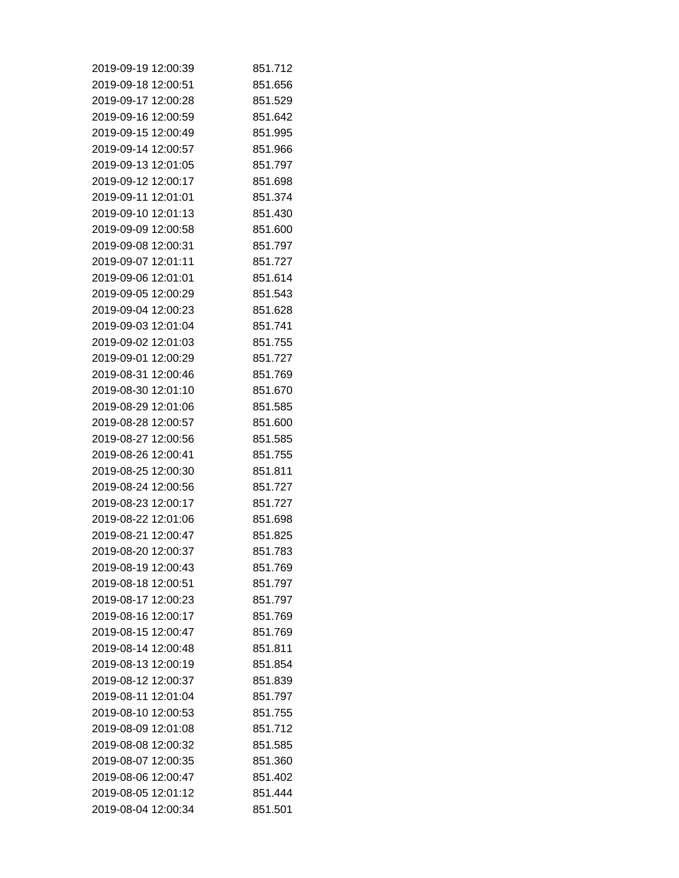| | |
|---|---|
| 2019-09-19 12:00:39 | 851.712 |
| 2019-09-18 12:00:51 | 851.656 |
| 2019-09-17 12:00:28 | 851.529 |
| 2019-09-16 12:00:59 | 851.642 |
| 2019-09-15 12:00:49 | 851.995 |
| 2019-09-14 12:00:57 | 851.966 |
| 2019-09-13 12:01:05 | 851.797 |
| 2019-09-12 12:00:17 | 851.698 |
| 2019-09-11 12:01:01 | 851.374 |
| 2019-09-10 12:01:13 | 851.430 |
| 2019-09-09 12:00:58 | 851.600 |
| 2019-09-08 12:00:31 | 851.797 |
| 2019-09-07 12:01:11 | 851.727 |
| 2019-09-06 12:01:01 | 851.614 |
| 2019-09-05 12:00:29 | 851.543 |
| 2019-09-04 12:00:23 | 851.628 |
| 2019-09-03 12:01:04 | 851.741 |
| 2019-09-02 12:01:03 | 851.755 |
| 2019-09-01 12:00:29 | 851.727 |
| 2019-08-31 12:00:46 | 851.769 |
| 2019-08-30 12:01:10 | 851.670 |
| 2019-08-29 12:01:06 | 851.585 |
| 2019-08-28 12:00:57 | 851.600 |
| 2019-08-27 12:00:56 | 851.585 |
| 2019-08-26 12:00:41 | 851.755 |
| 2019-08-25 12:00:30 | 851.811 |
| 2019-08-24 12:00:56 | 851.727 |
| 2019-08-23 12:00:17 | 851.727 |
| 2019-08-22 12:01:06 | 851.698 |
| 2019-08-21 12:00:47 | 851.825 |
| 2019-08-20 12:00:37 | 851.783 |
| 2019-08-19 12:00:43 | 851.769 |
| 2019-08-18 12:00:51 | 851.797 |
| 2019-08-17 12:00:23 | 851.797 |
| 2019-08-16 12:00:17 | 851.769 |
| 2019-08-15 12:00:47 | 851.769 |
| 2019-08-14 12:00:48 | 851.811 |
| 2019-08-13 12:00:19 | 851.854 |
| 2019-08-12 12:00:37 | 851.839 |
| 2019-08-11 12:01:04 | 851.797 |
| 2019-08-10 12:00:53 | 851.755 |
| 2019-08-09 12:01:08 | 851.712 |
| 2019-08-08 12:00:32 | 851.585 |
| 2019-08-07 12:00:35 | 851.360 |
| 2019-08-06 12:00:47 | 851.402 |
| 2019-08-05 12:01:12 | 851.444 |
| 2019-08-04 12:00:34 | 851.501 |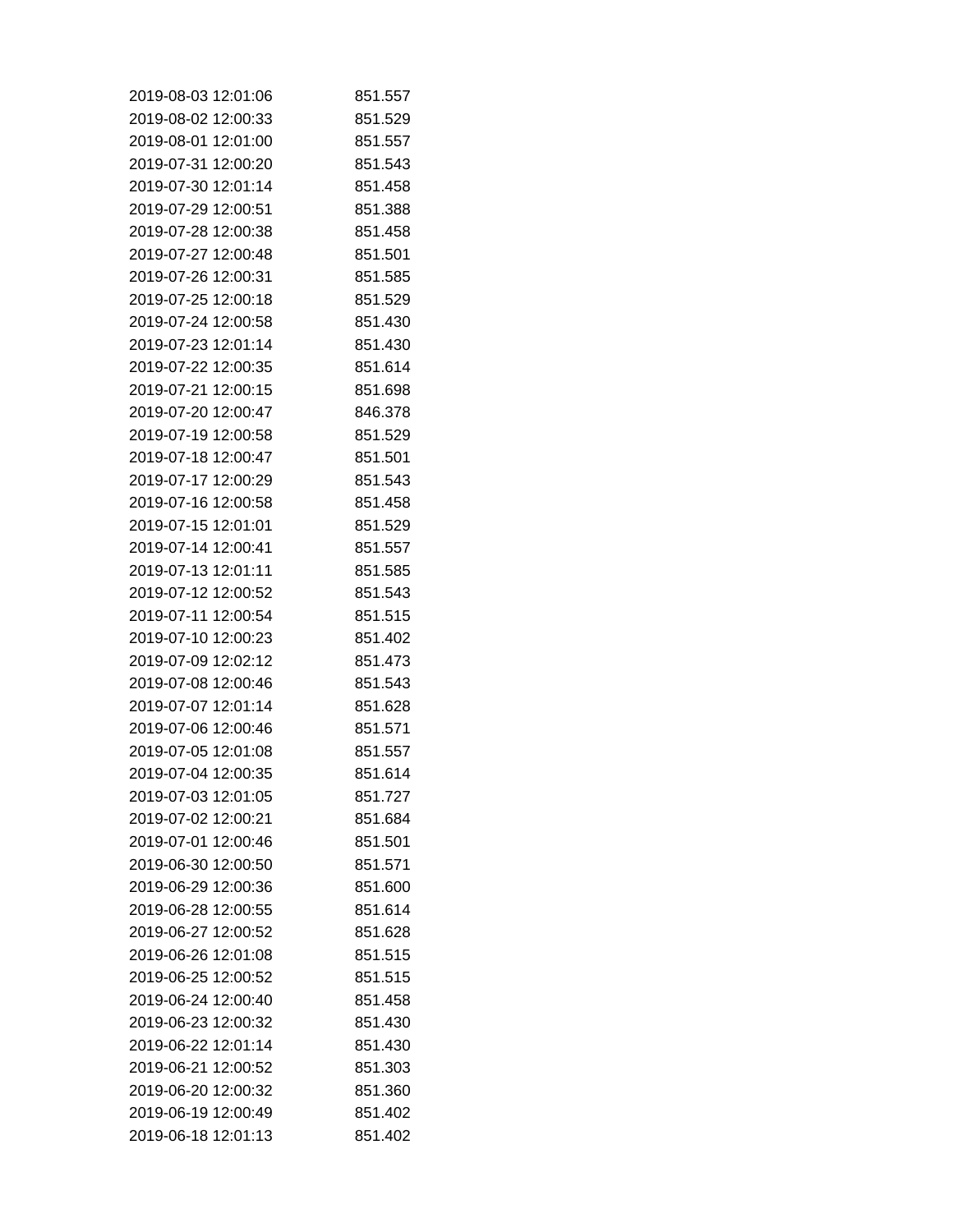| | |
|---|---|
| 2019-08-03 12:01:06 | 851.557 |
| 2019-08-02 12:00:33 | 851.529 |
| 2019-08-01 12:01:00 | 851.557 |
| 2019-07-31 12:00:20 | 851.543 |
| 2019-07-30 12:01:14 | 851.458 |
| 2019-07-29 12:00:51 | 851.388 |
| 2019-07-28 12:00:38 | 851.458 |
| 2019-07-27 12:00:48 | 851.501 |
| 2019-07-26 12:00:31 | 851.585 |
| 2019-07-25 12:00:18 | 851.529 |
| 2019-07-24 12:00:58 | 851.430 |
| 2019-07-23 12:01:14 | 851.430 |
| 2019-07-22 12:00:35 | 851.614 |
| 2019-07-21 12:00:15 | 851.698 |
| 2019-07-20 12:00:47 | 846.378 |
| 2019-07-19 12:00:58 | 851.529 |
| 2019-07-18 12:00:47 | 851.501 |
| 2019-07-17 12:00:29 | 851.543 |
| 2019-07-16 12:00:58 | 851.458 |
| 2019-07-15 12:01:01 | 851.529 |
| 2019-07-14 12:00:41 | 851.557 |
| 2019-07-13 12:01:11 | 851.585 |
| 2019-07-12 12:00:52 | 851.543 |
| 2019-07-11 12:00:54 | 851.515 |
| 2019-07-10 12:00:23 | 851.402 |
| 2019-07-09 12:02:12 | 851.473 |
| 2019-07-08 12:00:46 | 851.543 |
| 2019-07-07 12:01:14 | 851.628 |
| 2019-07-06 12:00:46 | 851.571 |
| 2019-07-05 12:01:08 | 851.557 |
| 2019-07-04 12:00:35 | 851.614 |
| 2019-07-03 12:01:05 | 851.727 |
| 2019-07-02 12:00:21 | 851.684 |
| 2019-07-01 12:00:46 | 851.501 |
| 2019-06-30 12:00:50 | 851.571 |
| 2019-06-29 12:00:36 | 851.600 |
| 2019-06-28 12:00:55 | 851.614 |
| 2019-06-27 12:00:52 | 851.628 |
| 2019-06-26 12:01:08 | 851.515 |
| 2019-06-25 12:00:52 | 851.515 |
| 2019-06-24 12:00:40 | 851.458 |
| 2019-06-23 12:00:32 | 851.430 |
| 2019-06-22 12:01:14 | 851.430 |
| 2019-06-21 12:00:52 | 851.303 |
| 2019-06-20 12:00:32 | 851.360 |
| 2019-06-19 12:00:49 | 851.402 |
| 2019-06-18 12:01:13 | 851.402 |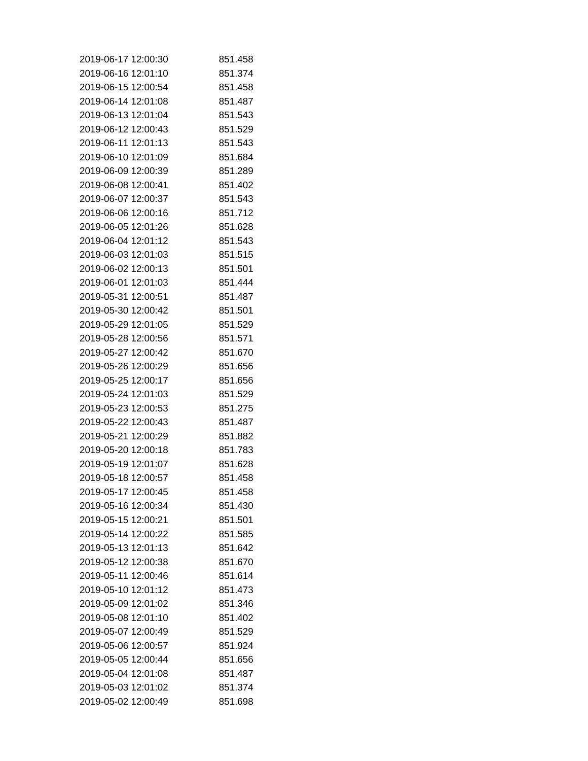| | |
|---|---|
| 2019-06-17 12:00:30 | 851.458 |
| 2019-06-16 12:01:10 | 851.374 |
| 2019-06-15 12:00:54 | 851.458 |
| 2019-06-14 12:01:08 | 851.487 |
| 2019-06-13 12:01:04 | 851.543 |
| 2019-06-12 12:00:43 | 851.529 |
| 2019-06-11 12:01:13 | 851.543 |
| 2019-06-10 12:01:09 | 851.684 |
| 2019-06-09 12:00:39 | 851.289 |
| 2019-06-08 12:00:41 | 851.402 |
| 2019-06-07 12:00:37 | 851.543 |
| 2019-06-06 12:00:16 | 851.712 |
| 2019-06-05 12:01:26 | 851.628 |
| 2019-06-04 12:01:12 | 851.543 |
| 2019-06-03 12:01:03 | 851.515 |
| 2019-06-02 12:00:13 | 851.501 |
| 2019-06-01 12:01:03 | 851.444 |
| 2019-05-31 12:00:51 | 851.487 |
| 2019-05-30 12:00:42 | 851.501 |
| 2019-05-29 12:01:05 | 851.529 |
| 2019-05-28 12:00:56 | 851.571 |
| 2019-05-27 12:00:42 | 851.670 |
| 2019-05-26 12:00:29 | 851.656 |
| 2019-05-25 12:00:17 | 851.656 |
| 2019-05-24 12:01:03 | 851.529 |
| 2019-05-23 12:00:53 | 851.275 |
| 2019-05-22 12:00:43 | 851.487 |
| 2019-05-21 12:00:29 | 851.882 |
| 2019-05-20 12:00:18 | 851.783 |
| 2019-05-19 12:01:07 | 851.628 |
| 2019-05-18 12:00:57 | 851.458 |
| 2019-05-17 12:00:45 | 851.458 |
| 2019-05-16 12:00:34 | 851.430 |
| 2019-05-15 12:00:21 | 851.501 |
| 2019-05-14 12:00:22 | 851.585 |
| 2019-05-13 12:01:13 | 851.642 |
| 2019-05-12 12:00:38 | 851.670 |
| 2019-05-11 12:00:46 | 851.614 |
| 2019-05-10 12:01:12 | 851.473 |
| 2019-05-09 12:01:02 | 851.346 |
| 2019-05-08 12:01:10 | 851.402 |
| 2019-05-07 12:00:49 | 851.529 |
| 2019-05-06 12:00:57 | 851.924 |
| 2019-05-05 12:00:44 | 851.656 |
| 2019-05-04 12:01:08 | 851.487 |
| 2019-05-03 12:01:02 | 851.374 |
| 2019-05-02 12:00:49 | 851.698 |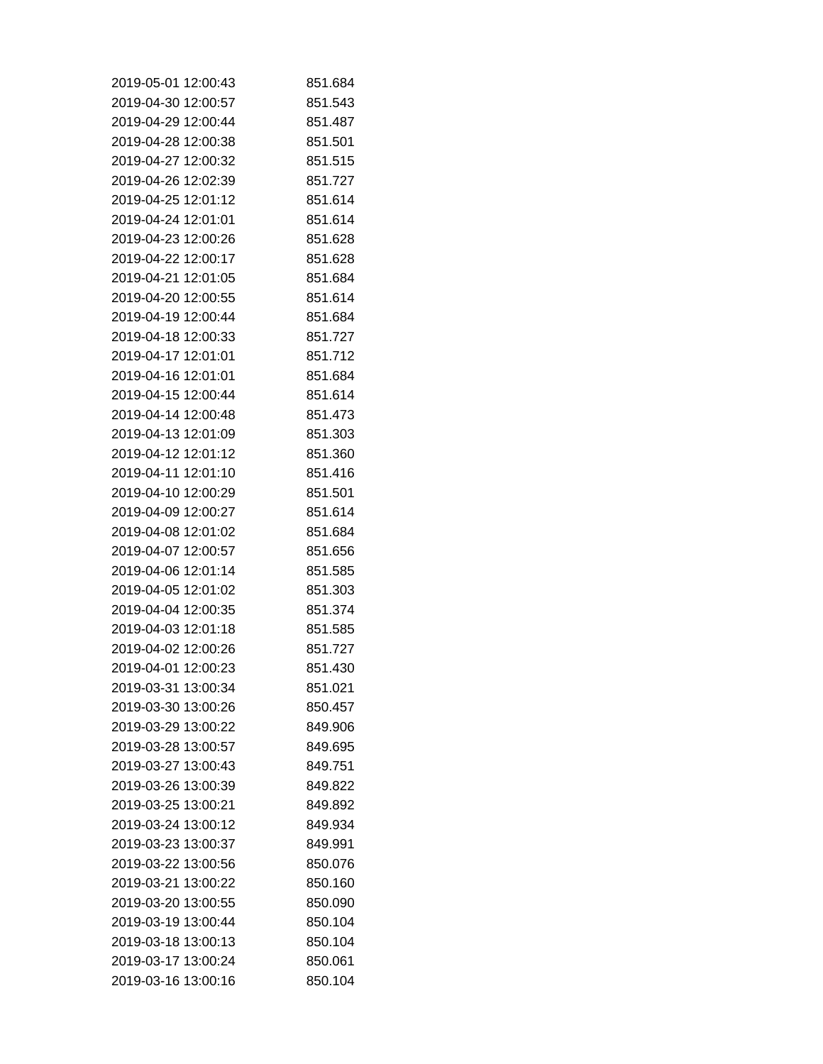| | |
|---|---|
| 2019-05-01 12:00:43 | 851.684 |
| 2019-04-30 12:00:57 | 851.543 |
| 2019-04-29 12:00:44 | 851.487 |
| 2019-04-28 12:00:38 | 851.501 |
| 2019-04-27 12:00:32 | 851.515 |
| 2019-04-26 12:02:39 | 851.727 |
| 2019-04-25 12:01:12 | 851.614 |
| 2019-04-24 12:01:01 | 851.614 |
| 2019-04-23 12:00:26 | 851.628 |
| 2019-04-22 12:00:17 | 851.628 |
| 2019-04-21 12:01:05 | 851.684 |
| 2019-04-20 12:00:55 | 851.614 |
| 2019-04-19 12:00:44 | 851.684 |
| 2019-04-18 12:00:33 | 851.727 |
| 2019-04-17 12:01:01 | 851.712 |
| 2019-04-16 12:01:01 | 851.684 |
| 2019-04-15 12:00:44 | 851.614 |
| 2019-04-14 12:00:48 | 851.473 |
| 2019-04-13 12:01:09 | 851.303 |
| 2019-04-12 12:01:12 | 851.360 |
| 2019-04-11 12:01:10 | 851.416 |
| 2019-04-10 12:00:29 | 851.501 |
| 2019-04-09 12:00:27 | 851.614 |
| 2019-04-08 12:01:02 | 851.684 |
| 2019-04-07 12:00:57 | 851.656 |
| 2019-04-06 12:01:14 | 851.585 |
| 2019-04-05 12:01:02 | 851.303 |
| 2019-04-04 12:00:35 | 851.374 |
| 2019-04-03 12:01:18 | 851.585 |
| 2019-04-02 12:00:26 | 851.727 |
| 2019-04-01 12:00:23 | 851.430 |
| 2019-03-31 13:00:34 | 851.021 |
| 2019-03-30 13:00:26 | 850.457 |
| 2019-03-29 13:00:22 | 849.906 |
| 2019-03-28 13:00:57 | 849.695 |
| 2019-03-27 13:00:43 | 849.751 |
| 2019-03-26 13:00:39 | 849.822 |
| 2019-03-25 13:00:21 | 849.892 |
| 2019-03-24 13:00:12 | 849.934 |
| 2019-03-23 13:00:37 | 849.991 |
| 2019-03-22 13:00:56 | 850.076 |
| 2019-03-21 13:00:22 | 850.160 |
| 2019-03-20 13:00:55 | 850.090 |
| 2019-03-19 13:00:44 | 850.104 |
| 2019-03-18 13:00:13 | 850.104 |
| 2019-03-17 13:00:24 | 850.061 |
| 2019-03-16 13:00:16 | 850.104 |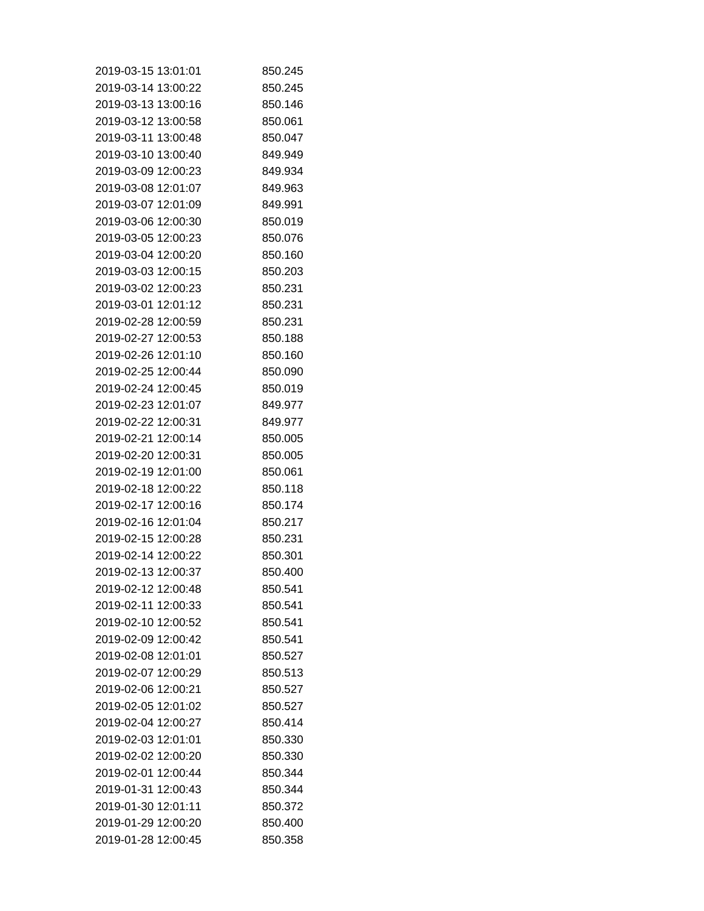| | |
|---|---|
| 2019-03-15 13:01:01 | 850.245 |
| 2019-03-14 13:00:22 | 850.245 |
| 2019-03-13 13:00:16 | 850.146 |
| 2019-03-12 13:00:58 | 850.061 |
| 2019-03-11 13:00:48 | 850.047 |
| 2019-03-10 13:00:40 | 849.949 |
| 2019-03-09 12:00:23 | 849.934 |
| 2019-03-08 12:01:07 | 849.963 |
| 2019-03-07 12:01:09 | 849.991 |
| 2019-03-06 12:00:30 | 850.019 |
| 2019-03-05 12:00:23 | 850.076 |
| 2019-03-04 12:00:20 | 850.160 |
| 2019-03-03 12:00:15 | 850.203 |
| 2019-03-02 12:00:23 | 850.231 |
| 2019-03-01 12:01:12 | 850.231 |
| 2019-02-28 12:00:59 | 850.231 |
| 2019-02-27 12:00:53 | 850.188 |
| 2019-02-26 12:01:10 | 850.160 |
| 2019-02-25 12:00:44 | 850.090 |
| 2019-02-24 12:00:45 | 850.019 |
| 2019-02-23 12:01:07 | 849.977 |
| 2019-02-22 12:00:31 | 849.977 |
| 2019-02-21 12:00:14 | 850.005 |
| 2019-02-20 12:00:31 | 850.005 |
| 2019-02-19 12:01:00 | 850.061 |
| 2019-02-18 12:00:22 | 850.118 |
| 2019-02-17 12:00:16 | 850.174 |
| 2019-02-16 12:01:04 | 850.217 |
| 2019-02-15 12:00:28 | 850.231 |
| 2019-02-14 12:00:22 | 850.301 |
| 2019-02-13 12:00:37 | 850.400 |
| 2019-02-12 12:00:48 | 850.541 |
| 2019-02-11 12:00:33 | 850.541 |
| 2019-02-10 12:00:52 | 850.541 |
| 2019-02-09 12:00:42 | 850.541 |
| 2019-02-08 12:01:01 | 850.527 |
| 2019-02-07 12:00:29 | 850.513 |
| 2019-02-06 12:00:21 | 850.527 |
| 2019-02-05 12:01:02 | 850.527 |
| 2019-02-04 12:00:27 | 850.414 |
| 2019-02-03 12:01:01 | 850.330 |
| 2019-02-02 12:00:20 | 850.330 |
| 2019-02-01 12:00:44 | 850.344 |
| 2019-01-31 12:00:43 | 850.344 |
| 2019-01-30 12:01:11 | 850.372 |
| 2019-01-29 12:00:20 | 850.400 |
| 2019-01-28 12:00:45 | 850.358 |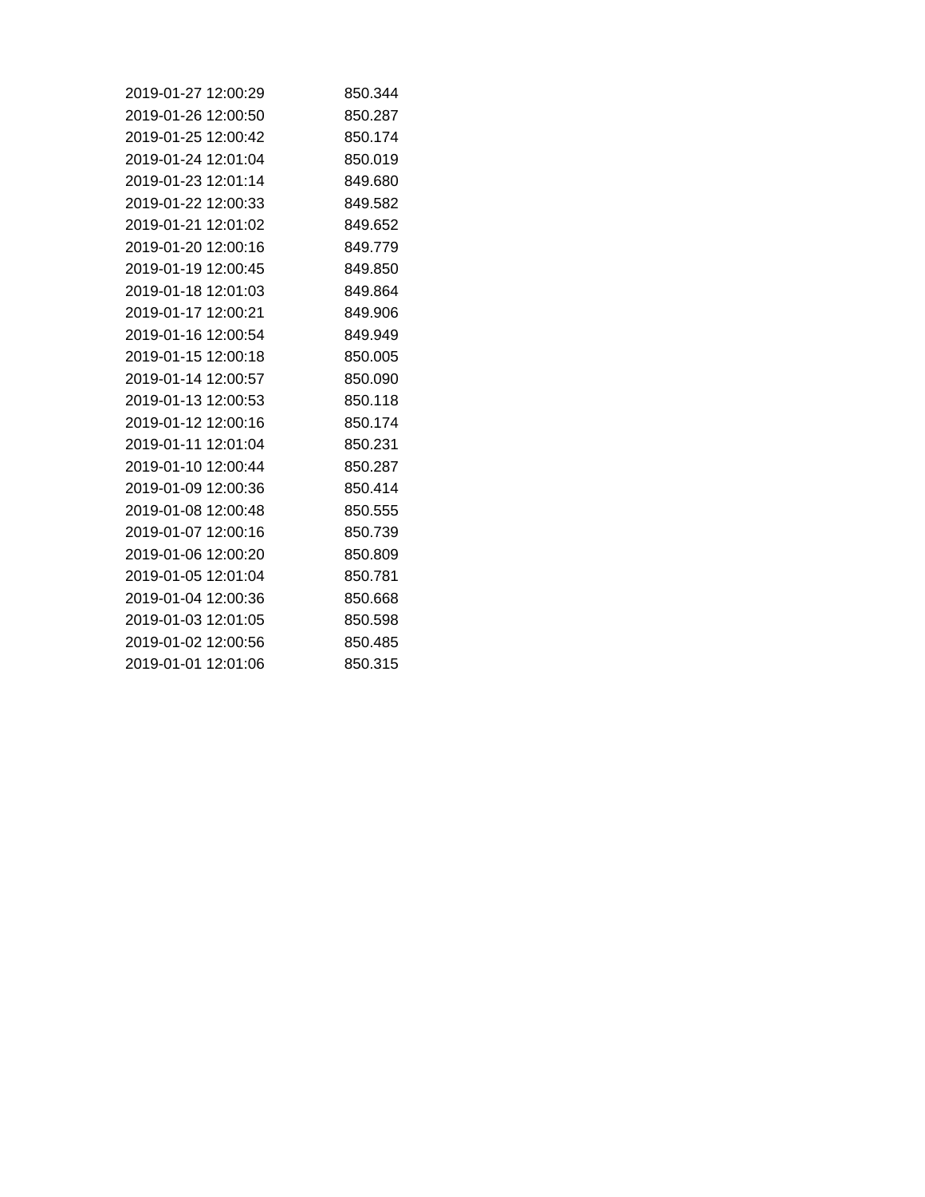| | |
|---|---|
| 2019-01-27 12:00:29 | 850.344 |
| 2019-01-26 12:00:50 | 850.287 |
| 2019-01-25 12:00:42 | 850.174 |
| 2019-01-24 12:01:04 | 850.019 |
| 2019-01-23 12:01:14 | 849.680 |
| 2019-01-22 12:00:33 | 849.582 |
| 2019-01-21 12:01:02 | 849.652 |
| 2019-01-20 12:00:16 | 849.779 |
| 2019-01-19 12:00:45 | 849.850 |
| 2019-01-18 12:01:03 | 849.864 |
| 2019-01-17 12:00:21 | 849.906 |
| 2019-01-16 12:00:54 | 849.949 |
| 2019-01-15 12:00:18 | 850.005 |
| 2019-01-14 12:00:57 | 850.090 |
| 2019-01-13 12:00:53 | 850.118 |
| 2019-01-12 12:00:16 | 850.174 |
| 2019-01-11 12:01:04 | 850.231 |
| 2019-01-10 12:00:44 | 850.287 |
| 2019-01-09 12:00:36 | 850.414 |
| 2019-01-08 12:00:48 | 850.555 |
| 2019-01-07 12:00:16 | 850.739 |
| 2019-01-06 12:00:20 | 850.809 |
| 2019-01-05 12:01:04 | 850.781 |
| 2019-01-04 12:00:36 | 850.668 |
| 2019-01-03 12:01:05 | 850.598 |
| 2019-01-02 12:00:56 | 850.485 |
| 2019-01-01 12:01:06 | 850.315 |